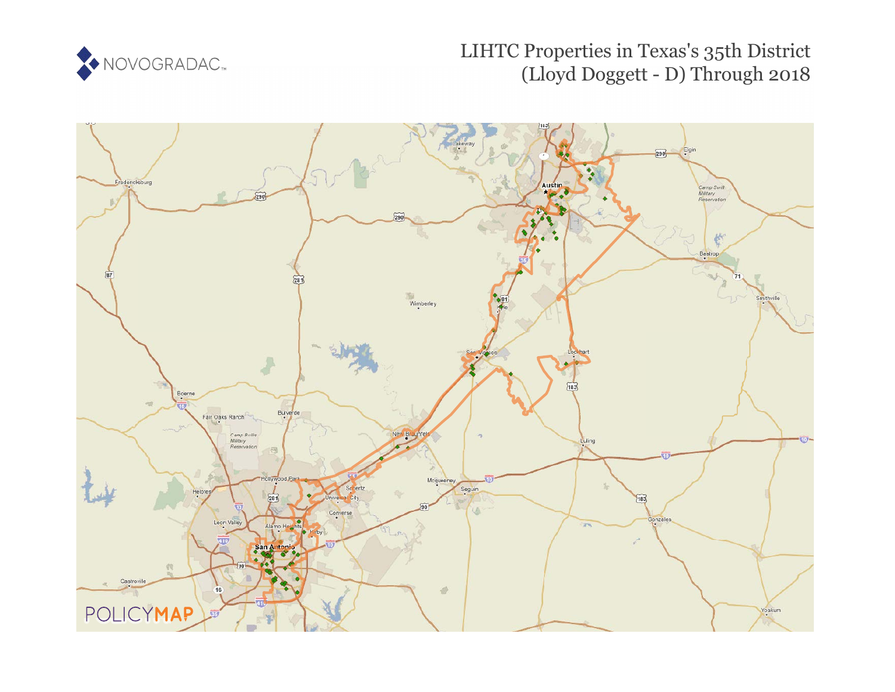NOVOGRADAC

# LIHTC Properties in Texas's 35th District (Lloyd Doggett - D) Through 2018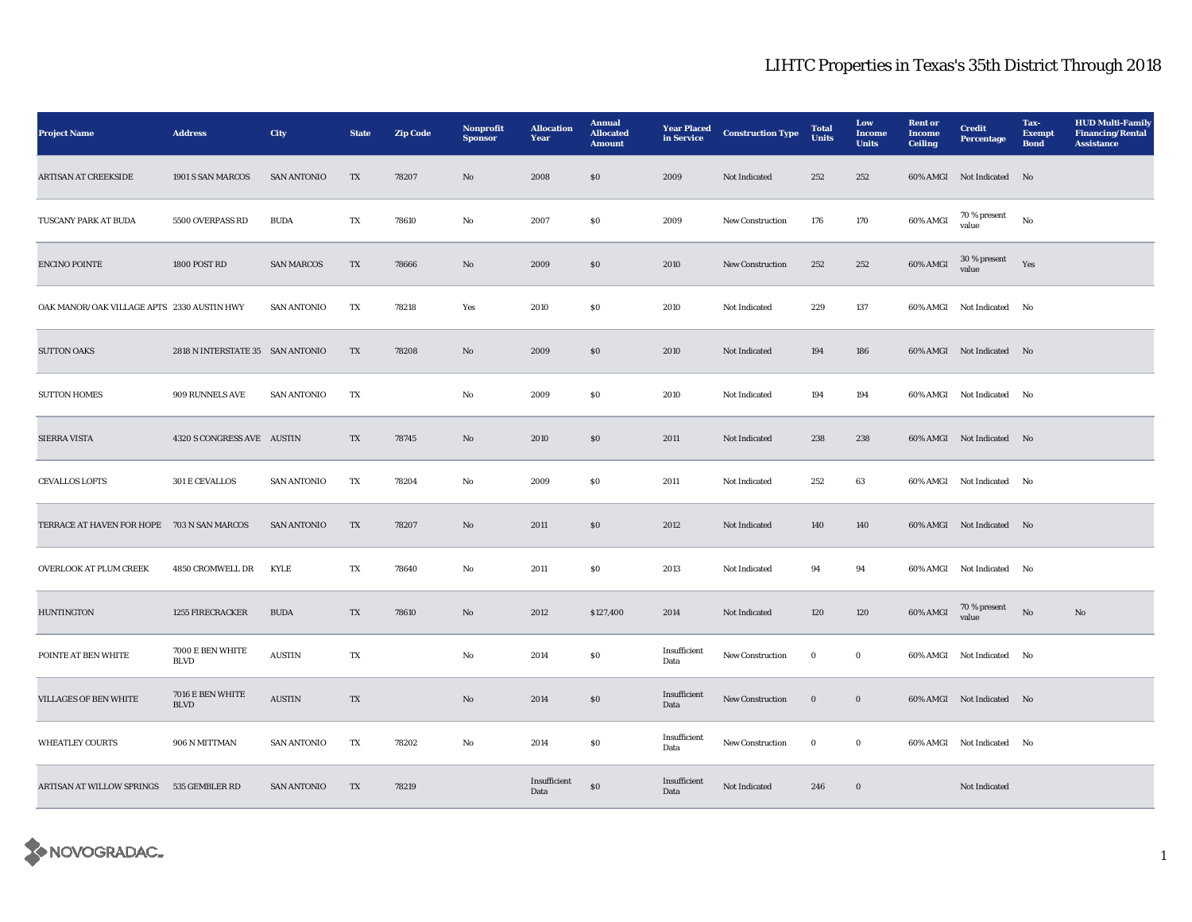# LIHTC Properties in Texas's 35th District Through 2018

| Project Name | Address | City | State | Zip Code | Nonprofit Sponsor | Allocation Year | Annual Allocated Amount | Year Placed in Service | Construction Type | Total Units | Low Income Units | Rent or Income Ceiling | Credit Percentage | Tax-Exempt Bond | HUD Multi-Family Financing/Rental Assistance |
|---|---|---|---|---|---|---|---|---|---|---|---|---|---|---|---|
| ARTISAN AT CREEKSIDE | 1901 S SAN MARCOS | SAN ANTONIO | TX | 78207 | No | 2008 | $0 | 2009 | Not Indicated | 252 | 252 | 60% AMGI | Not Indicated | No | |
| TUSCANY PARK AT BUDA | 5500 OVERPASS RD | BUDA | TX | 78610 | No | 2007 | $0 | 2009 | New Construction | 176 | 170 | 60% AMGI | 70 % present value | No | |
| ENCINO POINTE | 1800 POST RD | SAN MARCOS | TX | 78666 | No | 2009 | $0 | 2010 | New Construction | 252 | 252 | 60% AMGI | 30 % present value | Yes | |
| OAK MANOR/OAK VILLAGE APTS | 2330 AUSTIN HWY | SAN ANTONIO | TX | 78218 | Yes | 2010 | $0 | 2010 | Not Indicated | 229 | 137 | 60% AMGI | Not Indicated | No | |
| SUTTON OAKS | 2818 N INTERSTATE 35 | SAN ANTONIO | TX | 78208 | No | 2009 | $0 | 2010 | Not Indicated | 194 | 186 | 60% AMGI | Not Indicated | No | |
| SUTTON HOMES | 909 RUNNELS AVE | SAN ANTONIO | TX | | No | 2009 | $0 | 2010 | Not Indicated | 194 | 194 | 60% AMGI | Not Indicated | No | |
| SIERRA VISTA | 4320 S CONGRESS AVE | AUSTIN | TX | 78745 | No | 2010 | $0 | 2011 | Not Indicated | 238 | 238 | 60% AMGI | Not Indicated | No | |
| CEVALLOS LOFTS | 301 E CEVALLOS | SAN ANTONIO | TX | 78204 | No | 2009 | $0 | 2011 | Not Indicated | 252 | 63 | 60% AMGI | Not Indicated | No | |
| TERRACE AT HAVEN FOR HOPE | 703 N SAN MARCOS | SAN ANTONIO | TX | 78207 | No | 2011 | $0 | 2012 | Not Indicated | 140 | 140 | 60% AMGI | Not Indicated | No | |
| OVERLOOK AT PLUM CREEK | 4850 CROMWELL DR | KYLE | TX | 78640 | No | 2011 | $0 | 2013 | Not Indicated | 94 | 94 | 60% AMGI | Not Indicated | No | |
| HUNTINGTON | 1255 FIRECRACKER | BUDA | TX | 78610 | No | 2012 | $127,400 | 2014 | Not Indicated | 120 | 120 | 60% AMGI | 70 % present value | No | No |
| POINTE AT BEN WHITE | 7000 E BEN WHITE BLVD | AUSTIN | TX | | No | 2014 | $0 | Insufficient Data | New Construction | 0 | 0 | 60% AMGI | Not Indicated | No | |
| VILLAGES OF BEN WHITE | 7016 E BEN WHITE BLVD | AUSTIN | TX | | No | 2014 | $0 | Insufficient Data | New Construction | 0 | 0 | 60% AMGI | Not Indicated | No | |
| WHEATLEY COURTS | 906 N MITTMAN | SAN ANTONIO | TX | 78202 | No | 2014 | $0 | Insufficient Data | New Construction | 0 | 0 | 60% AMGI | Not Indicated | No | |
| ARTISAN AT WILLOW SPRINGS | 535 GEMBLER RD | SAN ANTONIO | TX | 78219 | | Insufficient Data | $0 | Insufficient Data | Not Indicated | 246 | 0 | | Not Indicated | | |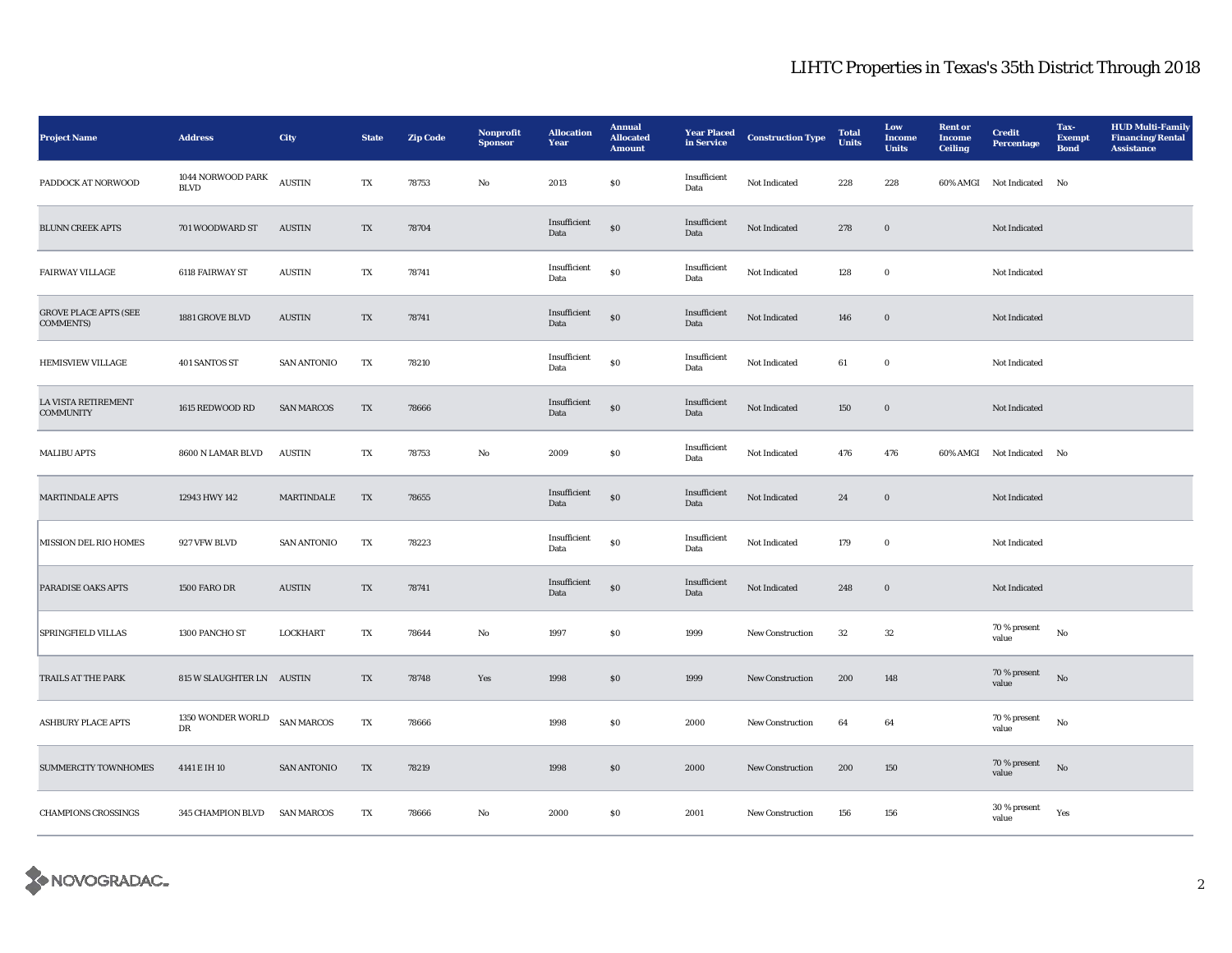# LIHTC Properties in Texas's 35th District Through 2018

| Project Name | Address | City | State | Zip Code | Nonprofit Sponsor | Allocation Year | Annual Allocated Amount | Year Placed in Service | Construction Type | Total Units | Low Income Units | Rent or Income Ceiling | Credit Percentage | Tax-Exempt Bond | HUD Multi-Family Financing/Rental Assistance |
|---|---|---|---|---|---|---|---|---|---|---|---|---|---|---|---|
| PADDOCK AT NORWOOD | 1044 NORWOOD PARK BLVD | AUSTIN | TX | 78753 | No | 2013 | $0 | Insufficient Data | Not Indicated | 228 | 228 | 60% AMGI | Not Indicated | No | |
| BLUNN CREEK APTS | 701 WOODWARD ST | AUSTIN | TX | 78704 | | Insufficient Data | $0 | Insufficient Data | Not Indicated | 278 | 0 | | Not Indicated | | |
| FAIRWAY VILLAGE | 6118 FAIRWAY ST | AUSTIN | TX | 78741 | | Insufficient Data | $0 | Insufficient Data | Not Indicated | 128 | 0 | | Not Indicated | | |
| GROVE PLACE APTS (SEE COMMENTS) | 1881 GROVE BLVD | AUSTIN | TX | 78741 | | Insufficient Data | $0 | Insufficient Data | Not Indicated | 146 | 0 | | Not Indicated | | |
| HEMISVIEW VILLAGE | 401 SANTOS ST | SAN ANTONIO | TX | 78210 | | Insufficient Data | $0 | Insufficient Data | Not Indicated | 61 | 0 | | Not Indicated | | |
| LA VISTA RETIREMENT COMMUNITY | 1615 REDWOOD RD | SAN MARCOS | TX | 78666 | | Insufficient Data | $0 | Insufficient Data | Not Indicated | 150 | 0 | | Not Indicated | | |
| MALIBU APTS | 8600 N LAMAR BLVD | AUSTIN | TX | 78753 | No | 2009 | $0 | Insufficient Data | Not Indicated | 476 | 476 | 60% AMGI | Not Indicated | No | |
| MARTINDALE APTS | 12943 HWY 142 | MARTINDALE | TX | 78655 | | Insufficient Data | $0 | Insufficient Data | Not Indicated | 24 | 0 | | Not Indicated | | |
| MISSION DEL RIO HOMES | 927 VFW BLVD | SAN ANTONIO | TX | 78223 | | Insufficient Data | $0 | Insufficient Data | Not Indicated | 179 | 0 | | Not Indicated | | |
| PARADISE OAKS APTS | 1500 FARO DR | AUSTIN | TX | 78741 | | Insufficient Data | $0 | Insufficient Data | Not Indicated | 248 | 0 | | Not Indicated | | |
| SPRINGFIELD VILLAS | 1300 PANCHO ST | LOCKHART | TX | 78644 | No | 1997 | $0 | 1999 | New Construction | 32 | 32 | | 70 % present value | No | |
| TRAILS AT THE PARK | 815 W SLAUGHTER LN | AUSTIN | TX | 78748 | Yes | 1998 | $0 | 1999 | New Construction | 200 | 148 | | 70 % present value | No | |
| ASHBURY PLACE APTS | 1350 WONDER WORLD DR | SAN MARCOS | TX | 78666 | | 1998 | $0 | 2000 | New Construction | 64 | 64 | | 70 % present value | No | |
| SUMMERCITY TOWNHOMES | 4141 E IH 10 | SAN ANTONIO | TX | 78219 | | 1998 | $0 | 2000 | New Construction | 200 | 150 | | 70 % present value | No | |
| CHAMPIONS CROSSINGS | 345 CHAMPION BLVD | SAN MARCOS | TX | 78666 | No | 2000 | $0 | 2001 | New Construction | 156 | 156 | | 30 % present value | Yes | |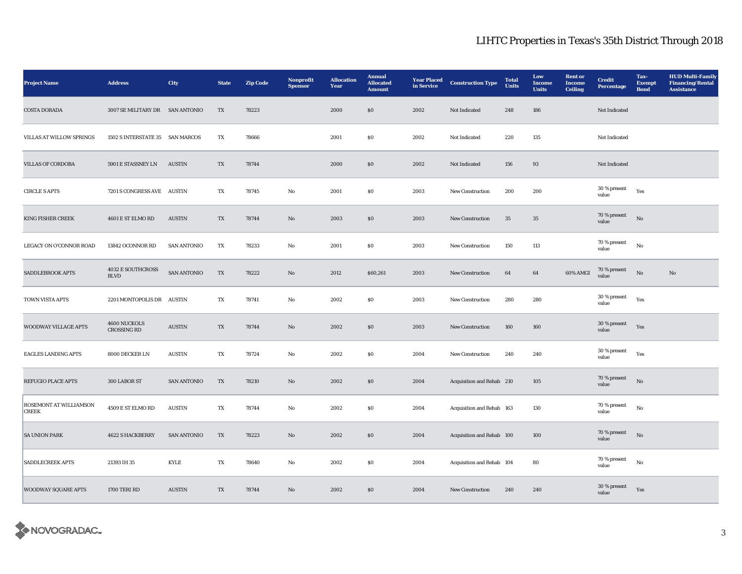# LIHTC Properties in Texas's 35th District Through 2018

| Project Name | Address | City | State | Zip Code | Nonprofit Sponsor | Allocation Year | Annual Allocated Amount | Year Placed in Service | Construction Type | Total Units | Low Income Units | Rent or Income Ceiling | Credit Percentage | Tax-Exempt Bond | HUD Multi-Family Financing/Rental Assistance |
|---|---|---|---|---|---|---|---|---|---|---|---|---|---|---|---|
| COSTA DORADA | 3007 SE MILITARY DR | SAN ANTONIO | TX | 78223 | | 2000 | $0 | 2002 | Not Indicated | 248 | 186 | | Not Indicated | | |
| VILLAS AT WILLOW SPRINGS | 1502 S INTERSTATE 35 | SAN MARCOS | TX | 78666 | | 2001 | $0 | 2002 | Not Indicated | 220 | 135 | | Not Indicated | | |
| VILLAS OF CORDOBA | 5901 E STASSNEY LN | AUSTIN | TX | 78744 | | 2000 | $0 | 2002 | Not Indicated | 156 | 93 | | Not Indicated | | |
| CIRCLE S APTS | 7201 S CONGRESS AVE | AUSTIN | TX | 78745 | No | 2001 | $0 | 2003 | New Construction | 200 | 200 | | 30 % present value | Yes | |
| KING FISHER CREEK | 4601 E ST ELMO RD | AUSTIN | TX | 78744 | No | 2003 | $0 | 2003 | New Construction | 35 | 35 | | 70 % present value | No | |
| LEGACY ON O'CONNOR ROAD | 13842 OCONNOR RD | SAN ANTONIO | TX | 78233 | No | 2001 | $0 | 2003 | New Construction | 150 | 113 | | 70 % present value | No | |
| SADDLEBROOK APTS | 4032 E SOUTHCROSS BLVD | SAN ANTONIO | TX | 78222 | No | 2012 | $60,261 | 2003 | New Construction | 64 | 64 | 60% AMGI | 70 % present value | No | No |
| TOWN VISTA APTS | 2201 MONTOPOLIS DR | AUSTIN | TX | 78741 | No | 2002 | $0 | 2003 | New Construction | 280 | 280 | | 30 % present value | Yes | |
| WOODWAY VILLAGE APTS | 4600 NUCKOLS CROSSING RD | AUSTIN | TX | 78744 | No | 2002 | $0 | 2003 | New Construction | 160 | 160 | | 30 % present value | Yes | |
| EAGLES LANDING APTS | 8000 DECKER LN | AUSTIN | TX | 78724 | No | 2002 | $0 | 2004 | New Construction | 240 | 240 | | 30 % present value | Yes | |
| REFUGIO PLACE APTS | 300 LABOR ST | SAN ANTONIO | TX | 78210 | No | 2002 | $0 | 2004 | Acquisition and Rehab | 210 | 105 | | 70 % present value | No | |
| ROSEMONT AT WILLIAMSON CREEK | 4509 E ST ELMO RD | AUSTIN | TX | 78744 | No | 2002 | $0 | 2004 | Acquisition and Rehab | 163 | 130 | | 70 % present value | No | |
| SA UNION PARK | 4622 S HACKBERRY | SAN ANTONIO | TX | 78223 | No | 2002 | $0 | 2004 | Acquisition and Rehab | 100 | 100 | | 70 % present value | No | |
| SADDLECREEK APTS | 21393 IH 35 | KYLE | TX | 78640 | No | 2002 | $0 | 2004 | Acquisition and Rehab | 104 | 80 | | 70 % present value | No | |
| WOODWAY SQUARE APTS | 1700 TERI RD | AUSTIN | TX | 78744 | No | 2002 | $0 | 2004 | New Construction | 240 | 240 | | 30 % present value | Yes | |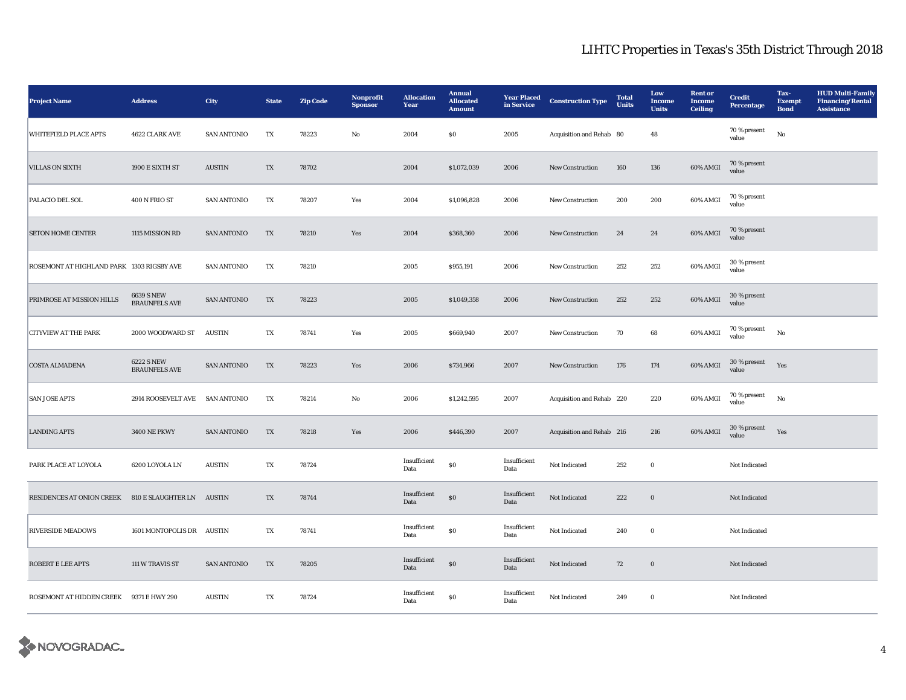# LIHTC Properties in Texas's 35th District Through 2018

| Project Name | Address | City | State | Zip Code | Nonprofit Sponsor | Allocation Year | Annual Allocated Amount | Year Placed in Service | Construction Type | Total Units | Low Income Units | Rent or Income Ceiling | Credit Percentage | Tax-Exempt Bond | HUD Multi-Family Financing/Rental Assistance |
|---|---|---|---|---|---|---|---|---|---|---|---|---|---|---|---|
| WHITEFIELD PLACE APTS | 4622 CLARK AVE | SAN ANTONIO | TX | 78223 | No | 2004 | $0 | 2005 | Acquisition and Rehab | 80 | 48 | | 70 % present value | No | |
| VILLAS ON SIXTH | 1900 E SIXTH ST | AUSTIN | TX | 78702 | | 2004 | $1,072,039 | 2006 | New Construction | 160 | 136 | 60% AMGI | 70 % present value | | |
| PALACIO DEL SOL | 400 N FRIO ST | SAN ANTONIO | TX | 78207 | Yes | 2004 | $1,096,828 | 2006 | New Construction | 200 | 200 | 60% AMGI | 70 % present value | | |
| SETON HOME CENTER | 1115 MISSION RD | SAN ANTONIO | TX | 78210 | Yes | 2004 | $368,360 | 2006 | New Construction | 24 | 24 | 60% AMGI | 70 % present value | | |
| ROSEMONT AT HIGHLAND PARK | 1303 RIGSBY AVE | SAN ANTONIO | TX | 78210 | | 2005 | $955,191 | 2006 | New Construction | 252 | 252 | 60% AMGI | 30 % present value | | |
| PRIMROSE AT MISSION HILLS | 6639 S NEW BRAUNFELS AVE | SAN ANTONIO | TX | 78223 | | 2005 | $1,049,358 | 2006 | New Construction | 252 | 252 | 60% AMGI | 30 % present value | | |
| CITYVIEW AT THE PARK | 2000 WOODWARD ST | AUSTIN | TX | 78741 | Yes | 2005 | $669,940 | 2007 | New Construction | 70 | 68 | 60% AMGI | 70 % present value | No | |
| COSTA ALMADENA | 6222 S NEW BRAUNFELS AVE | SAN ANTONIO | TX | 78223 | Yes | 2006 | $734,966 | 2007 | New Construction | 176 | 174 | 60% AMGI | 30 % present value | Yes | |
| SAN JOSE APTS | 2914 ROOSEVELT AVE | SAN ANTONIO | TX | 78214 | No | 2006 | $1,242,595 | 2007 | Acquisition and Rehab | 220 | 220 | 60% AMGI | 70 % present value | No | |
| LANDING APTS | 3400 NE PKWY | SAN ANTONIO | TX | 78218 | Yes | 2006 | $446,390 | 2007 | Acquisition and Rehab | 216 | 216 | 60% AMGI | 30 % present value | Yes | |
| PARK PLACE AT LOYOLA | 6200 LOYOLA LN | AUSTIN | TX | 78724 | | Insufficient Data | $0 | Insufficient Data | Not Indicated | 252 | 0 | | Not Indicated | | |
| RESIDENCES AT ONION CREEK | 810 E SLAUGHTER LN | AUSTIN | TX | 78744 | | Insufficient Data | $0 | Insufficient Data | Not Indicated | 222 | 0 | | Not Indicated | | |
| RIVERSIDE MEADOWS | 1601 MONTOPOLIS DR | AUSTIN | TX | 78741 | | Insufficient Data | $0 | Insufficient Data | Not Indicated | 240 | 0 | | Not Indicated | | |
| ROBERT E LEE APTS | 111 W TRAVIS ST | SAN ANTONIO | TX | 78205 | | Insufficient Data | $0 | Insufficient Data | Not Indicated | 72 | 0 | | Not Indicated | | |
| ROSEMONT AT HIDDEN CREEK | 9371 E HWY 290 | AUSTIN | TX | 78724 | | Insufficient Data | $0 | Insufficient Data | Not Indicated | 249 | 0 | | Not Indicated | | |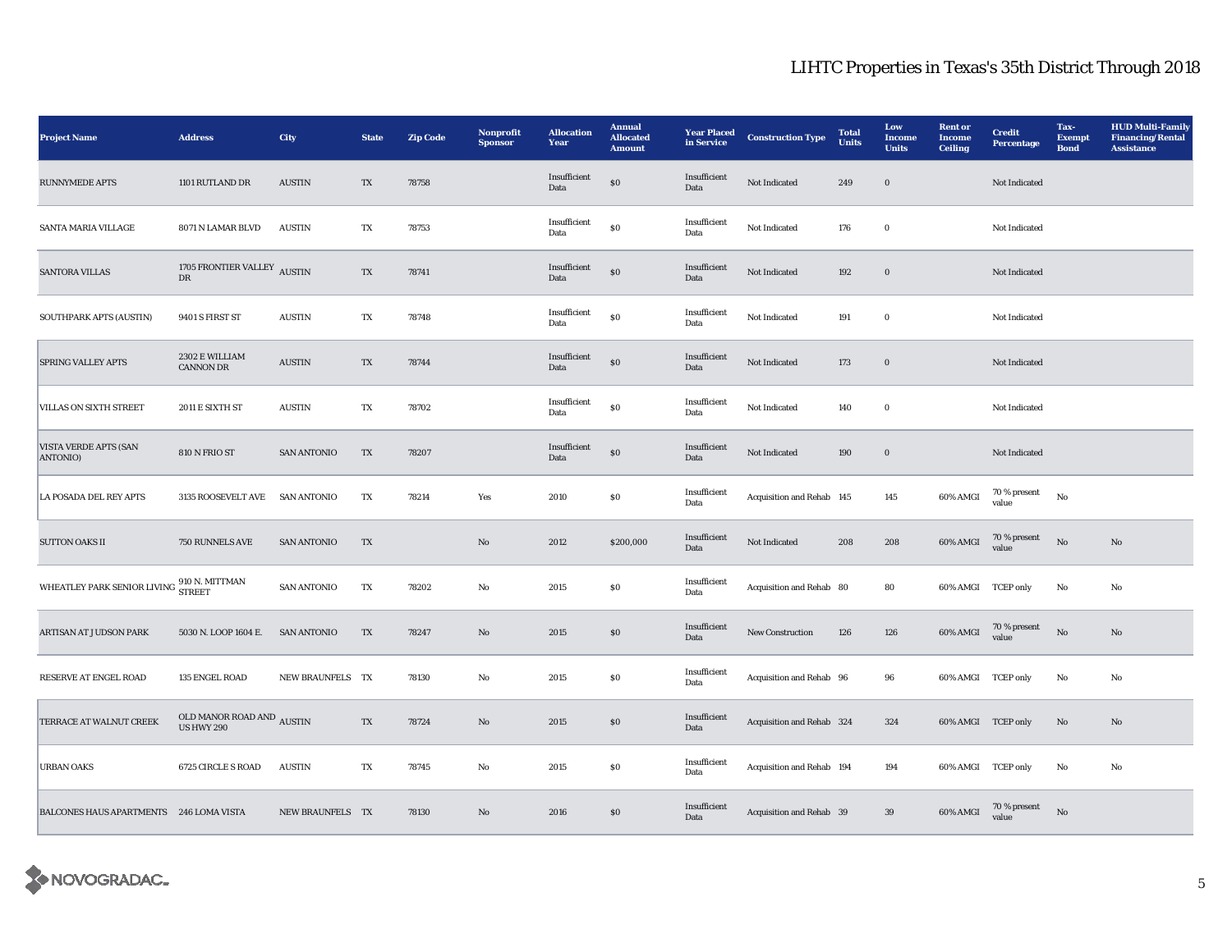# LIHTC Properties in Texas's 35th District Through 2018

| Project Name | Address | City | State | Zip Code | Nonprofit Sponsor | Allocation Year | Annual Allocated Amount | Year Placed in Service | Construction Type | Total Units | Low Income Units | Rent or Income Ceiling | Credit Percentage | Tax-Exempt Bond | HUD Multi-Family Financing/Rental Assistance |
|---|---|---|---|---|---|---|---|---|---|---|---|---|---|---|---|
| RUNNYMEDE APTS | 1101 RUTLAND DR | AUSTIN | TX | 78758 | | Insufficient Data | $0 | Insufficient Data | Not Indicated | 249 | 0 | | Not Indicated | | |
| SANTA MARIA VILLAGE | 8071 N LAMAR BLVD | AUSTIN | TX | 78753 | | Insufficient Data | $0 | Insufficient Data | Not Indicated | 176 | 0 | | Not Indicated | | |
| SANTORA VILLAS | 1705 FRONTIER VALLEY DR | AUSTIN | TX | 78741 | | Insufficient Data | $0 | Insufficient Data | Not Indicated | 192 | 0 | | Not Indicated | | |
| SOUTHPARK APTS (AUSTIN) | 9401 S FIRST ST | AUSTIN | TX | 78748 | | Insufficient Data | $0 | Insufficient Data | Not Indicated | 191 | 0 | | Not Indicated | | |
| SPRING VALLEY APTS | 2302 E WILLIAM CANNON DR | AUSTIN | TX | 78744 | | Insufficient Data | $0 | Insufficient Data | Not Indicated | 173 | 0 | | Not Indicated | | |
| VILLAS ON SIXTH STREET | 2011 E SIXTH ST | AUSTIN | TX | 78702 | | Insufficient Data | $0 | Insufficient Data | Not Indicated | 140 | 0 | | Not Indicated | | |
| VISTA VERDE APTS (SAN ANTONIO) | 810 N FRIO ST | SAN ANTONIO | TX | 78207 | | Insufficient Data | $0 | Insufficient Data | Not Indicated | 190 | 0 | | Not Indicated | | |
| LA POSADA DEL REY APTS | 3135 ROOSEVELT AVE | SAN ANTONIO | TX | 78214 | Yes | 2010 | $0 | Insufficient Data | Acquisition and Rehab | 145 | 145 | 60% AMGI | 70 % present value | No | |
| SUTTON OAKS II | 750 RUNNELS AVE | SAN ANTONIO | TX | | No | 2012 | $200,000 | Insufficient Data | Not Indicated | 208 | 208 | 60% AMGI | 70 % present value | No | No |
| WHEATLEY PARK SENIOR LIVING | 910 N. MITTMAN STREET | SAN ANTONIO | TX | 78202 | No | 2015 | $0 | Insufficient Data | Acquisition and Rehab | 80 | 80 | 60% AMGI | TCEP only | No | No |
| ARTISAN AT JUDSON PARK | 5030 N. LOOP 1604 E. | SAN ANTONIO | TX | 78247 | No | 2015 | $0 | Insufficient Data | New Construction | 126 | 126 | 60% AMGI | 70 % present value | No | No |
| RESERVE AT ENGEL ROAD | 135 ENGEL ROAD | NEW BRAUNFELS | TX | 78130 | No | 2015 | $0 | Insufficient Data | Acquisition and Rehab | 96 | 96 | 60% AMGI | TCEP only | No | No |
| TERRACE AT WALNUT CREEK | OLD MANOR ROAD AND US HWY 290 | AUSTIN | TX | 78724 | No | 2015 | $0 | Insufficient Data | Acquisition and Rehab | 324 | 324 | 60% AMGI | TCEP only | No | No |
| URBAN OAKS | 6725 CIRCLE S ROAD | AUSTIN | TX | 78745 | No | 2015 | $0 | Insufficient Data | Acquisition and Rehab | 194 | 194 | 60% AMGI | TCEP only | No | No |
| BALCONES HAUS APARTMENTS | 246 LOMA VISTA | NEW BRAUNFELS | TX | 78130 | No | 2016 | $0 | Insufficient Data | Acquisition and Rehab | 39 | 39 | 60% AMGI | 70 % present value | No | |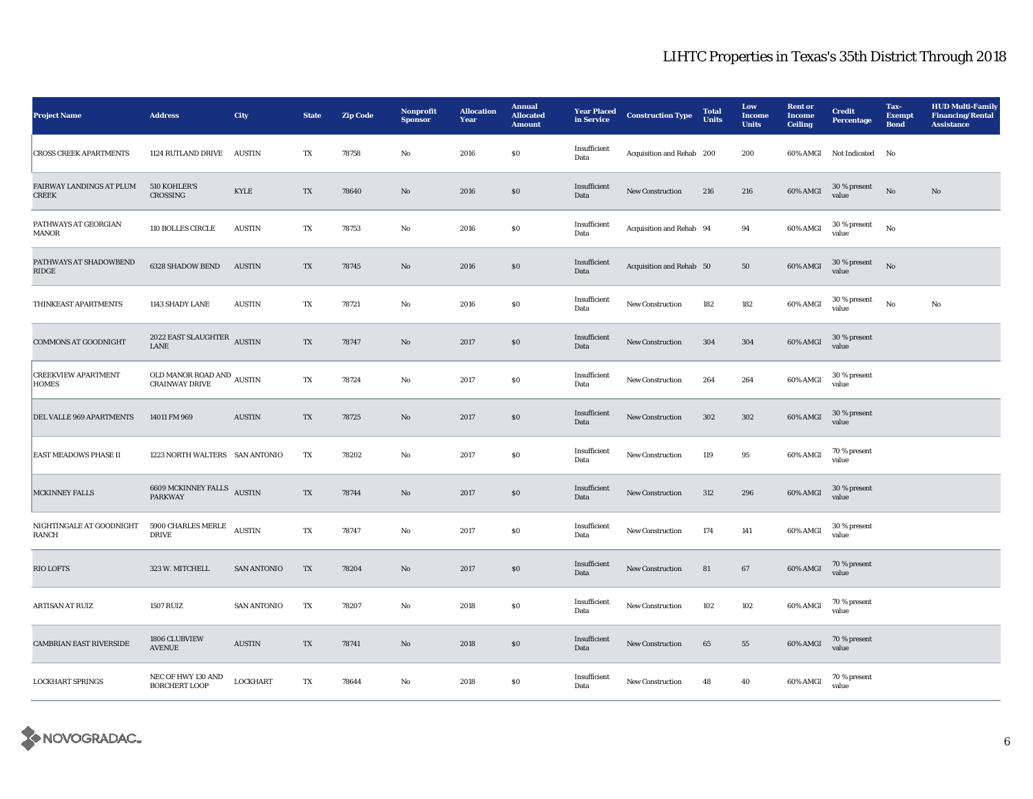## LIHTC Properties in Texas's 35th District Through 2018

| Project Name | Address | City | State | Zip Code | Nonprofit Sponsor | Allocation Year | Annual Allocated Amount | Year Placed in Service | Construction Type | Total Units | Low Income Units | Rent or Income Ceiling | Credit Percentage | Tax-Exempt Bond | HUD Multi-Family Financing/Rental Assistance |
|---|---|---|---|---|---|---|---|---|---|---|---|---|---|---|---|
| CROSS CREEK APARTMENTS | 1124 RUTLAND DRIVE | AUSTIN | TX | 78758 | No | 2016 | $0 | Insufficient Data | Acquisition and Rehab | 200 | 200 | 60% AMGI | Not Indicated | No | |
| FAIRWAY LANDINGS AT PLUM CREEK | 510 KOHLER'S CROSSING | KYLE | TX | 78640 | No | 2016 | $0 | Insufficient Data | New Construction | 216 | 216 | 60% AMGI | 30 % present value | No | No |
| PATHWAYS AT GEORGIAN MANOR | 110 BOLLES CIRCLE | AUSTIN | TX | 78753 | No | 2016 | $0 | Insufficient Data | Acquisition and Rehab | 94 | 94 | 60% AMGI | 30 % present value | No | |
| PATHWAYS AT SHADOWBEND RIDGE | 6328 SHADOW BEND | AUSTIN | TX | 78745 | No | 2016 | $0 | Insufficient Data | Acquisition and Rehab | 50 | 50 | 60% AMGI | 30 % present value | No | |
| THINKEAST APARTMENTS | 1143 SHADY LANE | AUSTIN | TX | 78721 | No | 2016 | $0 | Insufficient Data | New Construction | 182 | 182 | 60% AMGI | 30 % present value | No | No |
| COMMONS AT GOODNIGHT | 2022 EAST SLAUGHTER LANE | AUSTIN | TX | 78747 | No | 2017 | $0 | Insufficient Data | New Construction | 304 | 304 | 60% AMGI | 30 % present value | | |
| CREEKVIEW APARTMENT HOMES | OLD MANOR ROAD AND CRAINWAY DRIVE | AUSTIN | TX | 78724 | No | 2017 | $0 | Insufficient Data | New Construction | 264 | 264 | 60% AMGI | 30 % present value | | |
| DEL VALLE 969 APARTMENTS | 14011 FM 969 | AUSTIN | TX | 78725 | No | 2017 | $0 | Insufficient Data | New Construction | 302 | 302 | 60% AMGI | 30 % present value | | |
| EAST MEADOWS PHASE II | 1223 NORTH WALTERS | SAN ANTONIO | TX | 78202 | No | 2017 | $0 | Insufficient Data | New Construction | 119 | 95 | 60% AMGI | 70 % present value | | |
| MCKINNEY FALLS | 6609 MCKINNEY FALLS PARKWAY | AUSTIN | TX | 78744 | No | 2017 | $0 | Insufficient Data | New Construction | 312 | 296 | 60% AMGI | 30 % present value | | |
| NIGHTINGALE AT GOODNIGHT RANCH | 5900 CHARLES MERLE DRIVE | AUSTIN | TX | 78747 | No | 2017 | $0 | Insufficient Data | New Construction | 174 | 141 | 60% AMGI | 30 % present value | | |
| RIO LOFTS | 323 W. MITCHELL | SAN ANTONIO | TX | 78204 | No | 2017 | $0 | Insufficient Data | New Construction | 81 | 67 | 60% AMGI | 70 % present value | | |
| ARTISAN AT RUIZ | 1507 RUIZ | SAN ANTONIO | TX | 78207 | No | 2018 | $0 | Insufficient Data | New Construction | 102 | 102 | 60% AMGI | 70 % present value | | |
| CAMBRIAN EAST RIVERSIDE | 1806 CLUBVIEW AVENUE | AUSTIN | TX | 78741 | No | 2018 | $0 | Insufficient Data | New Construction | 65 | 55 | 60% AMGI | 70 % present value | | |
| LOCKHART SPRINGS | NEC OF HWY 130 AND BORCHERT LOOP | LOCKHART | TX | 78644 | No | 2018 | $0 | Insufficient Data | New Construction | 48 | 40 | 60% AMGI | 70 % present value | | |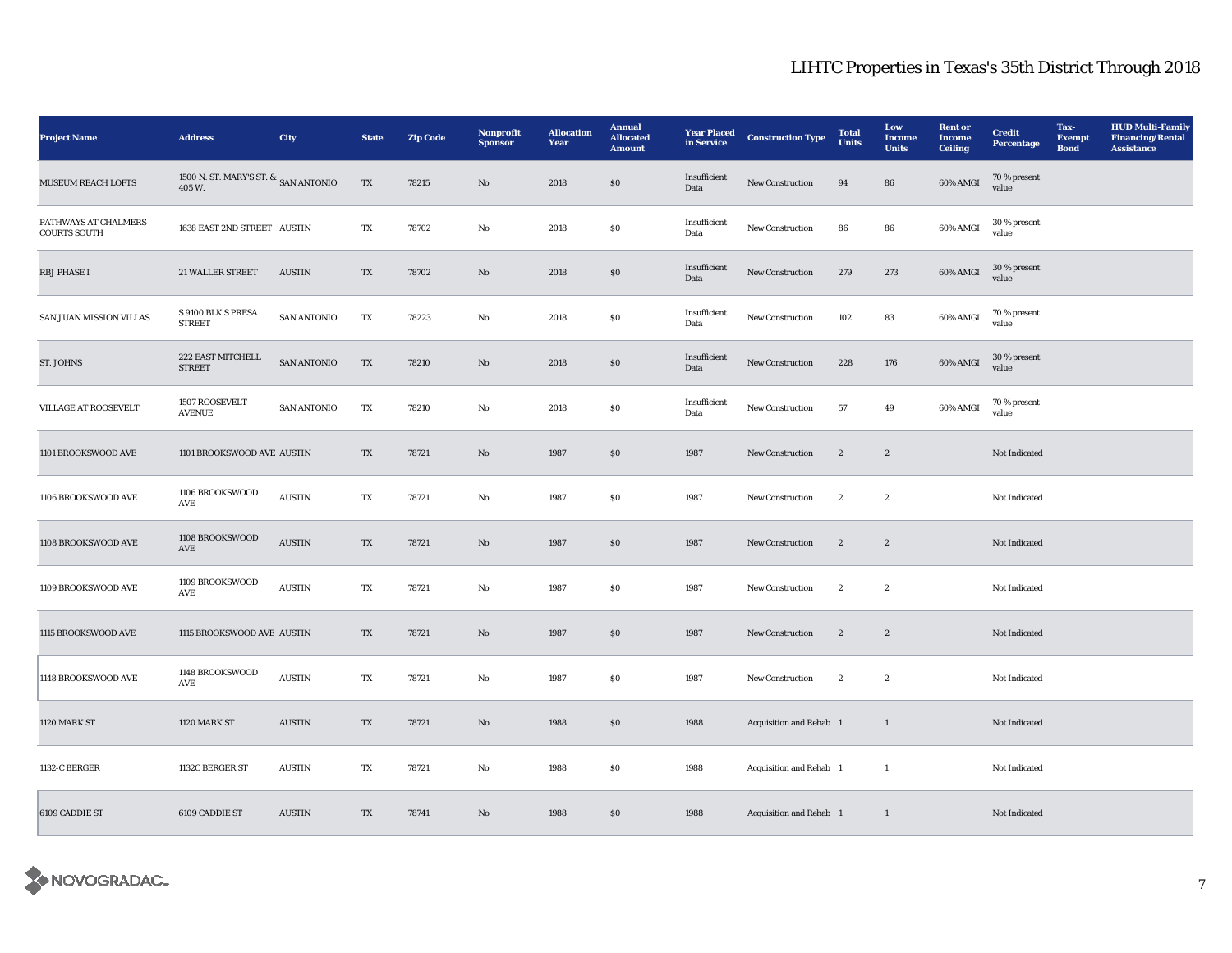# LIHTC Properties in Texas's 35th District Through 2018

| Project Name | Address | City | State | Zip Code | Nonprofit Sponsor | Allocation Year | Annual Allocated Amount | Year Placed in Service | Construction Type | Total Units | Low Income Units | Rent or Income Ceiling | Credit Percentage | Tax-Exempt Bond | HUD Multi-Family Financing/Rental Assistance |
|---|---|---|---|---|---|---|---|---|---|---|---|---|---|---|---|
| MUSEUM REACH LOFTS | 1500 N. ST. MARY'S ST. & 405 W. | SAN ANTONIO | TX | 78215 | No | 2018 | $0 | Insufficient Data | New Construction | 94 | 86 | 60% AMGI | 70 % present value | | |
| PATHWAYS AT CHALMERS COURTS SOUTH | 1638 EAST 2ND STREET | AUSTIN | TX | 78702 | No | 2018 | $0 | Insufficient Data | New Construction | 86 | 86 | 60% AMGI | 30 % present value | | |
| RBJ PHASE I | 21 WALLER STREET | AUSTIN | TX | 78702 | No | 2018 | $0 | Insufficient Data | New Construction | 279 | 273 | 60% AMGI | 30 % present value | | |
| SAN JUAN MISSION VILLAS | S 9100 BLK S PRESA STREET | SAN ANTONIO | TX | 78223 | No | 2018 | $0 | Insufficient Data | New Construction | 102 | 83 | 60% AMGI | 70 % present value | | |
| ST. JOHNS | 222 EAST MITCHELL STREET | SAN ANTONIO | TX | 78210 | No | 2018 | $0 | Insufficient Data | New Construction | 228 | 176 | 60% AMGI | 30 % present value | | |
| VILLAGE AT ROOSEVELT | 1507 ROOSEVELT AVENUE | SAN ANTONIO | TX | 78210 | No | 2018 | $0 | Insufficient Data | New Construction | 57 | 49 | 60% AMGI | 70 % present value | | |
| 1101 BROOKSWOOD AVE | 1101 BROOKSWOOD AVE | AUSTIN | TX | 78721 | No | 1987 | $0 | 1987 | New Construction | 2 | 2 | | Not Indicated | | |
| 1106 BROOKSWOOD AVE | 1106 BROOKSWOOD AVE | AUSTIN | TX | 78721 | No | 1987 | $0 | 1987 | New Construction | 2 | 2 | | Not Indicated | | |
| 1108 BROOKSWOOD AVE | 1108 BROOKSWOOD AVE | AUSTIN | TX | 78721 | No | 1987 | $0 | 1987 | New Construction | 2 | 2 | | Not Indicated | | |
| 1109 BROOKSWOOD AVE | 1109 BROOKSWOOD AVE | AUSTIN | TX | 78721 | No | 1987 | $0 | 1987 | New Construction | 2 | 2 | | Not Indicated | | |
| 1115 BROOKSWOOD AVE | 1115 BROOKSWOOD AVE | AUSTIN | TX | 78721 | No | 1987 | $0 | 1987 | New Construction | 2 | 2 | | Not Indicated | | |
| 1148 BROOKSWOOD AVE | 1148 BROOKSWOOD AVE | AUSTIN | TX | 78721 | No | 1987 | $0 | 1987 | New Construction | 2 | 2 | | Not Indicated | | |
| 1120 MARK ST | 1120 MARK ST | AUSTIN | TX | 78721 | No | 1988 | $0 | 1988 | Acquisition and Rehab | 1 | 1 | | Not Indicated | | |
| 1132-C BERGER | 1132C BERGER ST | AUSTIN | TX | 78721 | No | 1988 | $0 | 1988 | Acquisition and Rehab | 1 | 1 | | Not Indicated | | |
| 6109 CADDIE ST | 6109 CADDIE ST | AUSTIN | TX | 78741 | No | 1988 | $0 | 1988 | Acquisition and Rehab | 1 | 1 | | Not Indicated | | |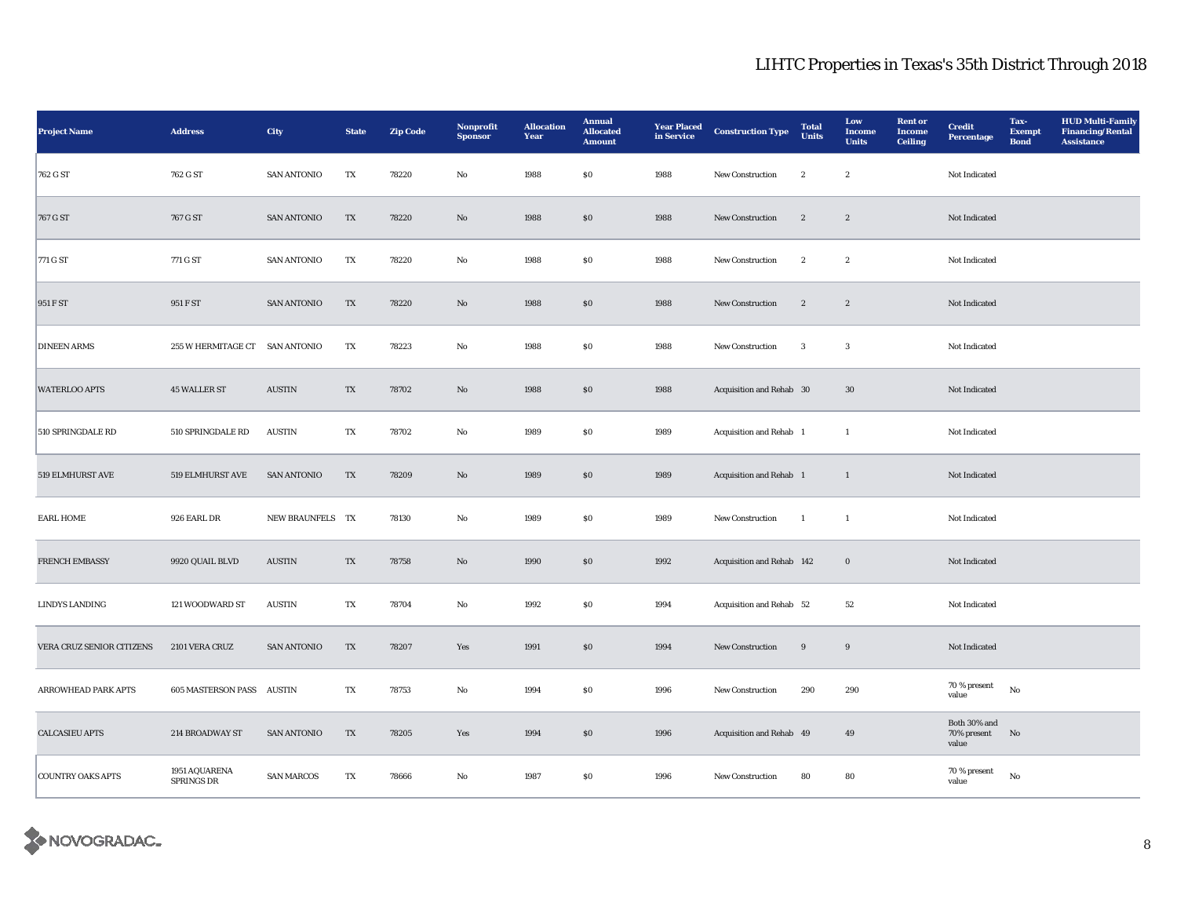# LIHTC Properties in Texas's 35th District Through 2018

| Project Name | Address | City | State | Zip Code | Nonprofit Sponsor | Allocation Year | Annual Allocated Amount | Year Placed in Service | Construction Type | Total Units | Low Income Units | Rent or Income Ceiling | Credit Percentage | Tax-Exempt Bond | HUD Multi-Family Financing/Rental Assistance |
|---|---|---|---|---|---|---|---|---|---|---|---|---|---|---|---|
| 762 G ST | 762 G ST | SAN ANTONIO | TX | 78220 | No | 1988 | $0 | 1988 | New Construction | 2 | 2 | | Not Indicated | | |
| 767 G ST | 767 G ST | SAN ANTONIO | TX | 78220 | No | 1988 | $0 | 1988 | New Construction | 2 | 2 | | Not Indicated | | |
| 771 G ST | 771 G ST | SAN ANTONIO | TX | 78220 | No | 1988 | $0 | 1988 | New Construction | 2 | 2 | | Not Indicated | | |
| 951 F ST | 951 F ST | SAN ANTONIO | TX | 78220 | No | 1988 | $0 | 1988 | New Construction | 2 | 2 | | Not Indicated | | |
| DINEEN ARMS | 255 W HERMITAGE CT | SAN ANTONIO | TX | 78223 | No | 1988 | $0 | 1988 | New Construction | 3 | 3 | | Not Indicated | | |
| WATERLOO APTS | 45 WALLER ST | AUSTIN | TX | 78702 | No | 1988 | $0 | 1988 | Acquisition and Rehab | 30 | 30 | | Not Indicated | | |
| 510 SPRINGDALE RD | 510 SPRINGDALE RD | AUSTIN | TX | 78702 | No | 1989 | $0 | 1989 | Acquisition and Rehab | 1 | 1 | | Not Indicated | | |
| 519 ELMHURST AVE | 519 ELMHURST AVE | SAN ANTONIO | TX | 78209 | No | 1989 | $0 | 1989 | Acquisition and Rehab | 1 | 1 | | Not Indicated | | |
| EARL HOME | 926 EARL DR | NEW BRAUNFELS | TX | 78130 | No | 1989 | $0 | 1989 | New Construction | 1 | 1 | | Not Indicated | | |
| FRENCH EMBASSY | 9920 QUAIL BLVD | AUSTIN | TX | 78758 | No | 1990 | $0 | 1992 | Acquisition and Rehab | 142 | 0 | | Not Indicated | | |
| LINDYS LANDING | 121 WOODWARD ST | AUSTIN | TX | 78704 | No | 1992 | $0 | 1994 | Acquisition and Rehab | 52 | 52 | | Not Indicated | | |
| VERA CRUZ SENIOR CITIZENS | 2101 VERA CRUZ | SAN ANTONIO | TX | 78207 | Yes | 1991 | $0 | 1994 | New Construction | 9 | 9 | | Not Indicated | | |
| ARROWHEAD PARK APTS | 605 MASTERSON PASS | AUSTIN | TX | 78753 | No | 1994 | $0 | 1996 | New Construction | 290 | 290 | | 70 % present value | No | |
| CALCASIEU APTS | 214 BROADWAY ST | SAN ANTONIO | TX | 78205 | Yes | 1994 | $0 | 1996 | Acquisition and Rehab | 49 | 49 | | Both 30% and 70% present value | No | |
| COUNTRY OAKS APTS | 1951 AQUARENA SPRINGS DR | SAN MARCOS | TX | 78666 | No | 1987 | $0 | 1996 | New Construction | 80 | 80 | | 70 % present value | No | |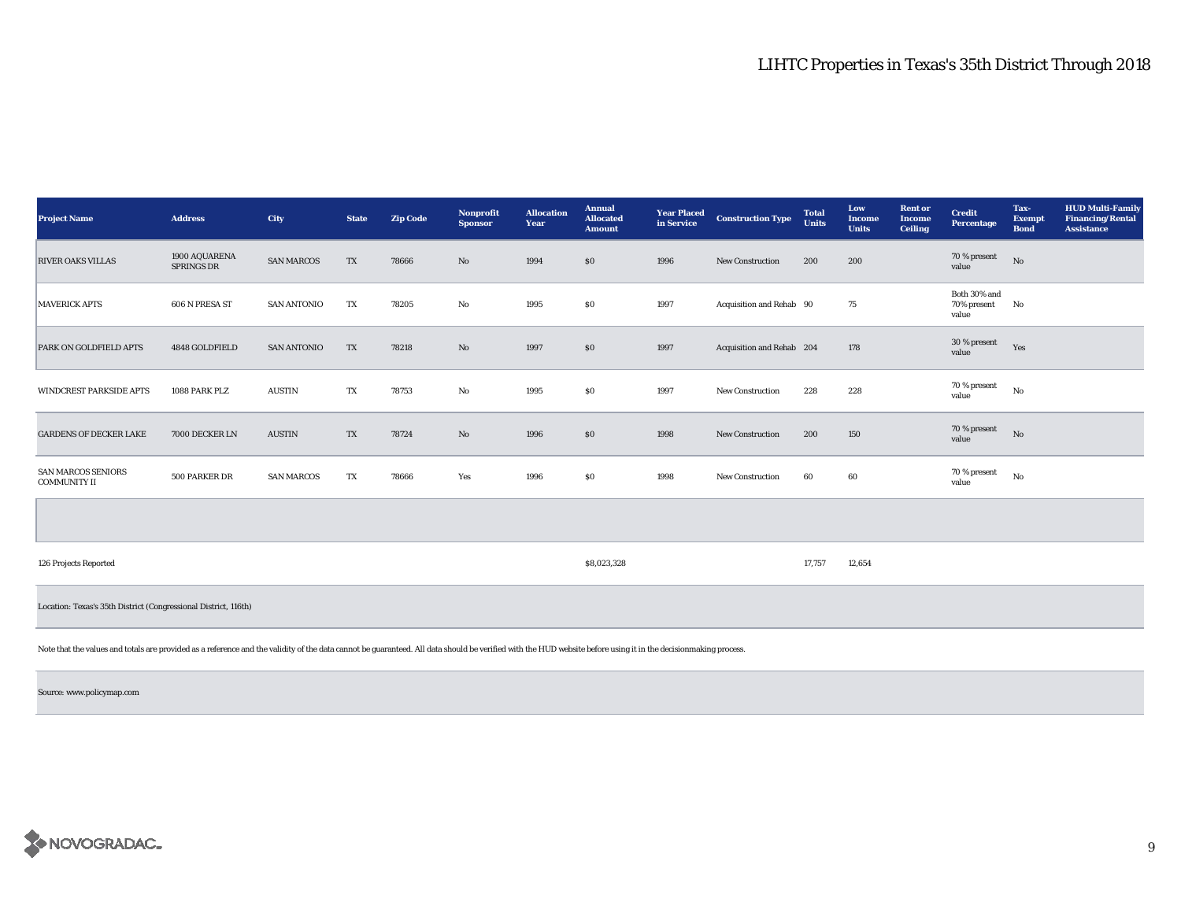# LIHTC Properties in Texas's 35th District Through 2018

| Project Name | Address | City | State | Zip Code | Nonprofit Sponsor | Allocation Year | Annual Allocated Amount | Year Placed in Service | Construction Type | Total Units | Low Income Units | Rent or Income Ceiling | Credit Percentage | Tax-Exempt Bond | HUD Multi-Family Financing/Rental Assistance |
|---|---|---|---|---|---|---|---|---|---|---|---|---|---|---|---|
| RIVER OAKS VILLAS | 1900 AQUARENA SPRINGS DR | SAN MARCOS | TX | 78666 | No | 1994 | $0 | 1996 | New Construction | 200 | 200 | | 70 % present value | No | |
| MAVERICK APTS | 606 N PRESA ST | SAN ANTONIO | TX | 78205 | No | 1995 | $0 | 1997 | Acquisition and Rehab | 90 | 75 | | Both 30% and 70% present value | No | |
| PARK ON GOLDFIELD APTS | 4848 GOLDFIELD | SAN ANTONIO | TX | 78218 | No | 1997 | $0 | 1997 | Acquisition and Rehab | 204 | 178 | | 30 % present value | Yes | |
| WINDCREST PARKSIDE APTS | 1088 PARK PLZ | AUSTIN | TX | 78753 | No | 1995 | $0 | 1997 | New Construction | 228 | 228 | | 70 % present value | No | |
| GARDENS OF DECKER LAKE | 7000 DECKER LN | AUSTIN | TX | 78724 | No | 1996 | $0 | 1998 | New Construction | 200 | 150 | | 70 % present value | No | |
| SAN MARCOS SENIORS COMMUNITY II | 500 PARKER DR | SAN MARCOS | TX | 78666 | Yes | 1996 | $0 | 1998 | New Construction | 60 | 60 | | 70 % present value | No | |
| | | | | | | | | | | | | | | | |
| 126 Projects Reported | | | | | | | $8,023,328 | | | 17,757 | 12,654 | | | | |

Location: Texas's 35th District (Congressional District, 116th)

Note that the values and totals are provided as a reference and the validity of the data cannot be guaranteed. All data should be verified with the HUD website before using it in the decisionmaking process.

Source: www.policymap.com